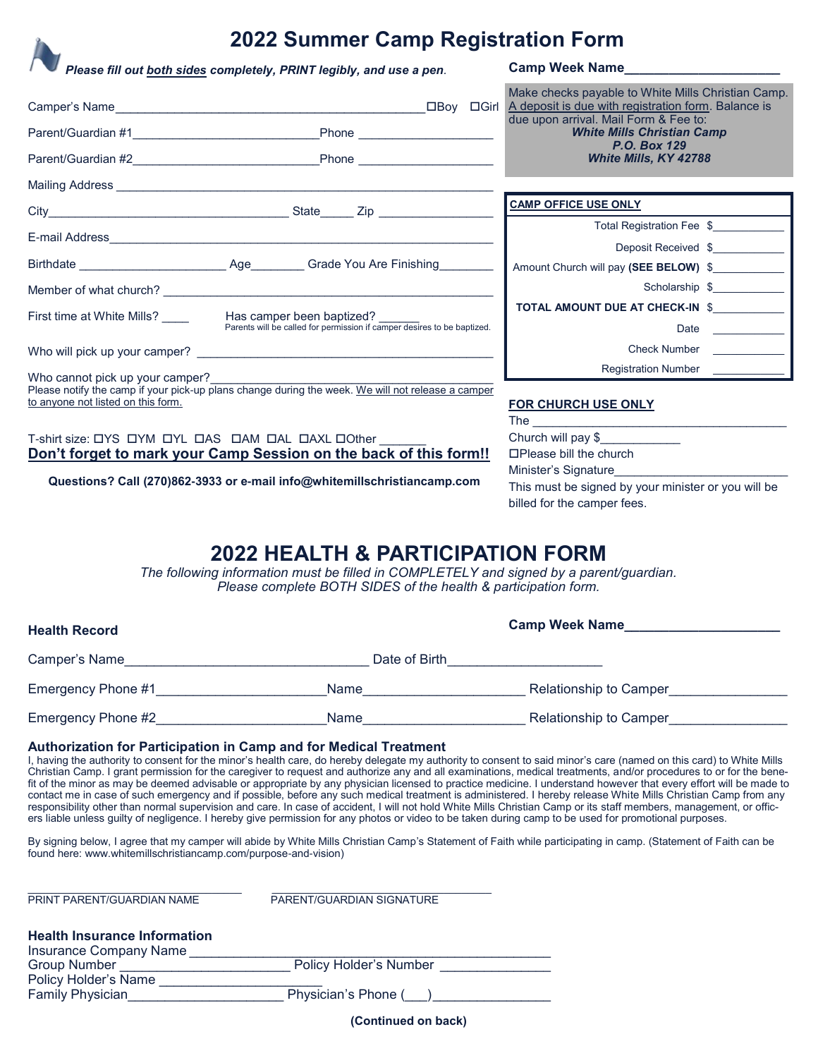# 2022 Summer Camp Registration Form

***Please fill out <u>both sides</u> completely, PRINT legibly, and use a pen.***

**Camp Week Name**____________________

Camper's Name_____________________________________________ ☐Boy ☐Girl

Parent/Guardian #1___________________________Phone ___________________

Parent/Guardian #2___________________________Phone ___________________

Mailing Address _________________________________________________________

City___________________________________ State_____ Zip ________________

E-mail Address____________________________________________________________

Birthdate _____________________ Age________ Grade You Are Finishing________

Member of what church? ___________________________________________________

First time at White Mills? ____ Has camper been baptized? ______
Parents will be called for permission if camper desires to be baptized.

Who will pick up your camper? ______________________________________________

Who cannot pick up your camper?_____________________________________________
Please notify the camp if your pick-up plans change during the week. <u>We will not release a camper to anyone not listed on this form.</u>

T-shirt size: ☐YS ☐YM ☐YL ☐AS ☐AM ☐AL ☐AXL ☐Other _______

**<u>Don't forget to mark your Camp Session on the back of this form!!</u>**

**Questions? Call (270)862-3933 or e-mail info@whitemillschristiancamp.com**

Make checks payable to White Mills Christian Camp. <u>A deposit is due with registration form</u>. Balance is due upon arrival. Mail Form & Fee to:
***White Mills Christian Camp***
***P.O. Box 129***
***White Mills, KY 42788***

**<u>CAMP OFFICE USE ONLY</u>**

| | |
|---|---|
| Total Registration Fee | $___________ |
| Deposit Received | $___________ |
| Amount Church will pay **(SEE BELOW)** | $___________ |
| Scholarship | $___________ |
| **TOTAL AMOUNT DUE AT CHECK-IN** | $___________ |
| Date | ___________ |
| Check Number | ___________ |
| Registration Number | ___________ |

**<u>FOR CHURCH USE ONLY</u>**

The ____________________________________
Church will pay $____________
☐Please bill the church
Minister's Signature_________________________
This must be signed by your minister or you will be billed for the camper fees.

# 2022 HEALTH & PARTICIPATION FORM

*The following information must be filled in COMPLETELY and signed by a parent/guardian.*
*Please complete BOTH SIDES of the health & participation form.*

**Health Record**

**Camp Week Name**____________________

Camper's Name________________________________ Date of Birth____________________

Emergency Phone #1______________________Name_____________________ Relationship to Camper_______________

Emergency Phone #2______________________Name_____________________ Relationship to Camper_______________

### Authorization for Participation in Camp and for Medical Treatment

I, having the authority to consent for the minor's health care, do hereby delegate my authority to consent to said minor's care (named on this card) to White Mills Christian Camp. I grant permission for the caregiver to request and authorize any and all examinations, medical treatments, and/or procedures to or for the benefit of the minor as may be deemed advisable or appropriate by any physician licensed to practice medicine. I understand however that every effort will be made to contact me in case of such emergency and if possible, before any such medical treatment is administered. I hereby release White Mills Christian Camp from any responsibility other than normal supervision and care. In case of accident, I will not hold White Mills Christian Camp or its staff members, management, or officers liable unless guilty of negligence. I hereby give permission for any photos or video to be taken during camp to be used for promotional purposes.

By signing below, I agree that my camper will abide by White Mills Christian Camp's Statement of Faith while participating in camp. (Statement of Faith can be found here: www.whitemillschristiancamp.com/purpose-and-vision)

_______________________________ _______________________________
PRINT PARENT/GUARDIAN NAME PARENT/GUARDIAN SIGNATURE

### Health Insurance Information

Insurance Company Name ______________________________________________
Group Number _______________________ Policy Holder's Number _______________
Policy Holder's Name ______________________
Family Physician_____________________ Physician's Phone (___)_______________

**(Continued on back)**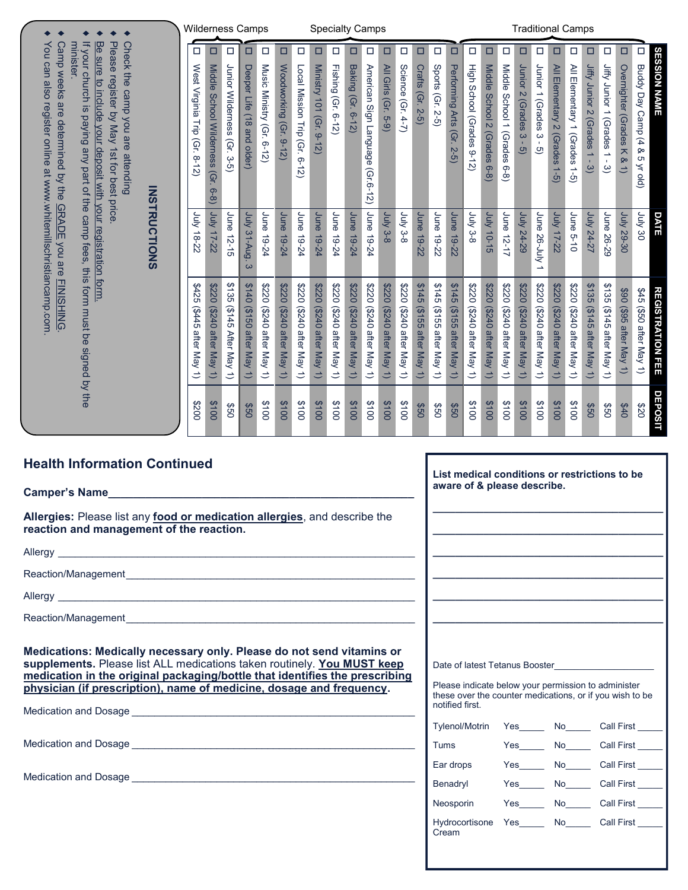## INSTRUCTIONS

- Check the camp you are attending
- Please register by May 1st for best price.
- Be sure to include your deposit with your registration form.
- If your church is paying any part of the camp fees, this form must be signed by the minister.
- Camp weeks are determined by the GRADE you are FINISHING.
- You can also register online at www.whitemillschristiancamp.com.

| Category | SESSION NAME | DATE | REGISTRATION FEE | DEPOSIT |
|---|---|---|---|---|
| Traditional Camps | ☐ Buddy Day Camp (4 & 5 yr old) | July 30 | $45 ($50 after May 1) | $20 |
| | ☐ Overnighter (Grades K & 1) | July 29-30 | $90 ($95 after May 1) | $40 |
| | ☐ Jiffy Junior 1 (Grades 1 - 3) | June 26-29 | $135 ($145 after May 1) | $50 |
| | ☐ Jiffy Junior 2 (Grades 1 - 3) | July 24-27 | $135 ($145 after May 1) | $50 |
| | ☐ All Elementary 1 (Grades 1-5) | June 5-10 | $220 ($240 after May 1) | $100 |
| | ☐ All Elementary 2 (Grades 1-5) | July 17-22 | $220 ($240 after May 1) | $100 |
| | ☐ Junior 1 (Grades 3 - 5) | June 26-July 1 | $220 ($240 after May 1) | $100 |
| | ☐ Junior 2 (Grades 3 - 5) | July 24-29 | $220 ($240 after May 1) | $100 |
| | ☐ Middle School 1 (Grades 6-8) | June 12-17 | $220 ($240 after May 1) | $100 |
| | ☐ Middle School 2 (Grades 6-8) | July 10-15 | $220 ($240 after May 1) | $100 |
| | ☐ High School (Grades 9-12) | July 3-8 | $220 ($240 after May 1) | $100 |
| Specialty Camps | ☐ Performing Arts (Gr. 2-5) | June 19-22 | $145 ($155 after May 1) | $50 |
| | ☐ Sports (Gr. 2-5) | June 19-22 | $145 ($155 after May 1) | $50 |
| | ☐ Crafts (Gr. 2-5) | June 19-22 | $145 ($155 after May 1) | $50 |
| | ☐ Science (Gr. 4-7) | July 3-8 | $220 ($240 after May 1) | $100 |
| | ☐ All Girls (Gr. 5-9) | July 3-8 | $220 ($240 after May 1) | $100 |
| | ☐ American Sign Language (Gr.6-12) | June 19-24 | $220 ($240 after May 1) | $100 |
| | ☐ Baking (Gr. 6-12) | June 19-24 | $220 ($240 after May 1) | $100 |
| | ☐ Fishing (Gr. 6-12) | June 19-24 | $220 ($240 after May 1) | $100 |
| | ☐ Ministry 101 (Gr. 9-12) | June 19-24 | $220 ($240 after May 1) | $100 |
| | ☐ Local Mission Trip (Gr. 6-12) | June 19-24 | $220 ($240 after May 1) | $100 |
| | ☐ Woodworking (Gr. 9-12) | June 19-24 | $220 ($240 after May 1) | $100 |
| | ☐ Music Ministry (Gr. 6-12) | June 19-24 | $220 ($240 after May 1) | $100 |
| | ☐ Deeper Life (18 and older) | July 31-Aug. 3 | $140 ($150 after May 1) | $50 |
| Wilderness Camps | ☐ Junior Wilderness (Gr. 3-5) | June 12-15 | $135 ($145 After May 1) | $50 |
| | ☐ Middle School Wilderness (Gr. 6-8) | July 17-22 | $220 ($240 after May 1) | $100 |
| | ☐ West Virginia Trip (Gr. 8-12) | July 18-22 | $425 ($445 after May 1) | $200 |

## Health Information Continued

**Camper's Name**\_\_\_\_\_\_\_\_\_\_\_\_\_\_\_\_\_\_\_\_\_\_\_\_\_\_\_\_\_\_\_\_\_\_\_\_\_\_\_\_\_\_\_\_

**Allergies:** Please list any **food or medication allergies**, and describe the **reaction and management of the reaction.**

Allergy \_\_\_\_\_\_\_\_\_\_\_\_\_\_\_\_\_\_\_\_\_\_\_\_\_\_\_\_\_\_\_\_\_\_\_\_\_\_\_\_\_\_\_\_\_\_\_\_\_\_\_\_

Reaction/Management\_\_\_\_\_\_\_\_\_\_\_\_\_\_\_\_\_\_\_\_\_\_\_\_\_\_\_\_\_\_\_\_\_\_\_\_\_\_\_\_\_

Allergy \_\_\_\_\_\_\_\_\_\_\_\_\_\_\_\_\_\_\_\_\_\_\_\_\_\_\_\_\_\_\_\_\_\_\_\_\_\_\_\_\_\_\_\_\_\_\_\_\_\_\_\_

Reaction/Management\_\_\_\_\_\_\_\_\_\_\_\_\_\_\_\_\_\_\_\_\_\_\_\_\_\_\_\_\_\_\_\_\_\_\_\_\_\_\_\_\_

**Medications: Medically necessary only. Please do not send vitamins or supplements.** Please list ALL medications taken routinely. **You MUST keep medication in the original packaging/bottle that identifies the prescribing physician (if prescription), name of medicine, dosage and frequency.**

Medication and Dosage \_\_\_\_\_\_\_\_\_\_\_\_\_\_\_\_\_\_\_\_\_\_\_\_\_\_\_\_\_\_\_\_\_\_\_\_\_\_\_\_\_

Medication and Dosage \_\_\_\_\_\_\_\_\_\_\_\_\_\_\_\_\_\_\_\_\_\_\_\_\_\_\_\_\_\_\_\_\_\_\_\_\_\_\_\_\_

Medication and Dosage \_\_\_\_\_\_\_\_\_\_\_\_\_\_\_\_\_\_\_\_\_\_\_\_\_\_\_\_\_\_\_\_\_\_\_\_\_\_\_\_\_

**List medical conditions or restrictions to be aware of & please describe.**

\_\_\_\_\_\_\_\_\_\_\_\_\_\_\_\_\_\_\_\_\_\_\_\_\_\_\_\_\_\_\_\_\_\_\_\_\_\_\_\_

\_\_\_\_\_\_\_\_\_\_\_\_\_\_\_\_\_\_\_\_\_\_\_\_\_\_\_\_\_\_\_\_\_\_\_\_\_\_\_\_

\_\_\_\_\_\_\_\_\_\_\_\_\_\_\_\_\_\_\_\_\_\_\_\_\_\_\_\_\_\_\_\_\_\_\_\_\_\_\_\_

\_\_\_\_\_\_\_\_\_\_\_\_\_\_\_\_\_\_\_\_\_\_\_\_\_\_\_\_\_\_\_\_\_\_\_\_\_\_\_\_

\_\_\_\_\_\_\_\_\_\_\_\_\_\_\_\_\_\_\_\_\_\_\_\_\_\_\_\_\_\_\_\_\_\_\_\_\_\_\_\_

\_\_\_\_\_\_\_\_\_\_\_\_\_\_\_\_\_\_\_\_\_\_\_\_\_\_\_\_\_\_\_\_\_\_\_\_\_\_\_\_

Date of latest Tetanus Booster\_\_\_\_\_\_\_\_\_\_\_\_\_\_\_\_\_\_

Please indicate below your permission to administer these over the counter medications, or if you wish to be notified first.

| | | | |
|---|---|---|---|
| Tylenol/Motrin | Yes\_\_\_\_\_ | No\_\_\_\_\_ | Call First \_\_\_\_\_ |
| Tums | Yes\_\_\_\_\_ | No\_\_\_\_\_ | Call First \_\_\_\_\_ |
| Ear drops | Yes\_\_\_\_\_ | No\_\_\_\_\_ | Call First \_\_\_\_\_ |
| Benadryl | Yes\_\_\_\_\_ | No\_\_\_\_\_ | Call First \_\_\_\_\_ |
| Neosporin | Yes\_\_\_\_\_ | No\_\_\_\_\_ | Call First \_\_\_\_\_ |
| Hydrocortisone Cream | Yes\_\_\_\_\_ | No\_\_\_\_\_ | Call First \_\_\_\_\_ |